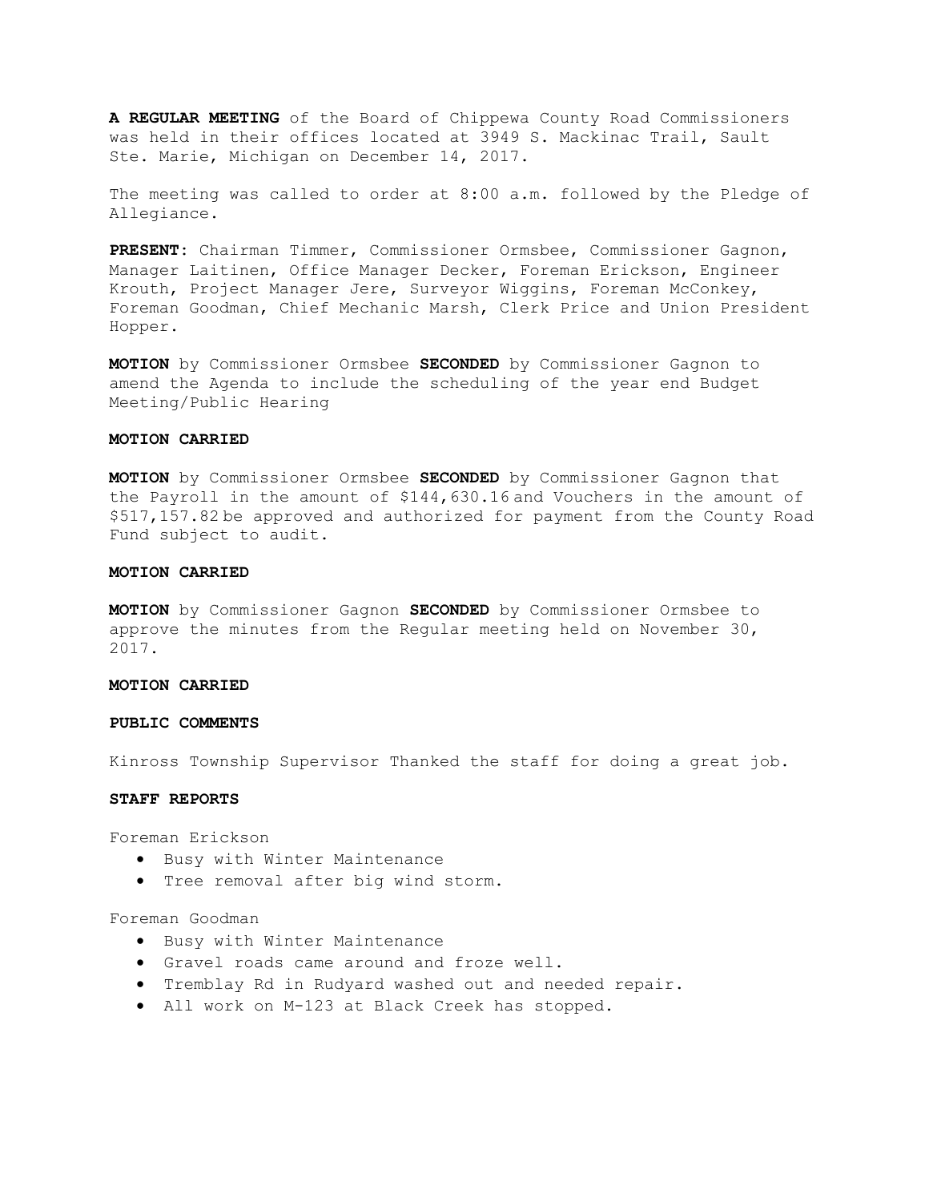**A REGULAR MEETING** of the Board of Chippewa County Road Commissioners was held in their offices located at 3949 S. Mackinac Trail, Sault Ste. Marie, Michigan on December 14, 2017.

The meeting was called to order at 8:00 a.m. followed by the Pledge of Allegiance.

**PRESENT**: Chairman Timmer, Commissioner Ormsbee, Commissioner Gagnon, Manager Laitinen, Office Manager Decker, Foreman Erickson, Engineer Krouth, Project Manager Jere, Surveyor Wiggins, Foreman McConkey, Foreman Goodman, Chief Mechanic Marsh, Clerk Price and Union President Hopper.

**MOTION** by Commissioner Ormsbee **SECONDED** by Commissioner Gagnon to amend the Agenda to include the scheduling of the year end Budget Meeting/Public Hearing

**MOTION CARRIED**

**MOTION** by Commissioner Ormsbee **SECONDED** by Commissioner Gagnon that the Payroll in the amount of $144,630.16 and Vouchers in the amount of $517,157.82 be approved and authorized for payment from the County Road Fund subject to audit.

**MOTION CARRIED**

**MOTION** by Commissioner Gagnon **SECONDED** by Commissioner Ormsbee to approve the minutes from the Regular meeting held on November 30, 2017.

**MOTION CARRIED**

**PUBLIC COMMENTS**

Kinross Township Supervisor Thanked the staff for doing a great job.

**STAFF REPORTS**

Foreman Erickson

- Busy with Winter Maintenance
- Tree removal after big wind storm.

Foreman Goodman

- Busy with Winter Maintenance
- Gravel roads came around and froze well.
- Tremblay Rd in Rudyard washed out and needed repair.
- All work on M-123 at Black Creek has stopped.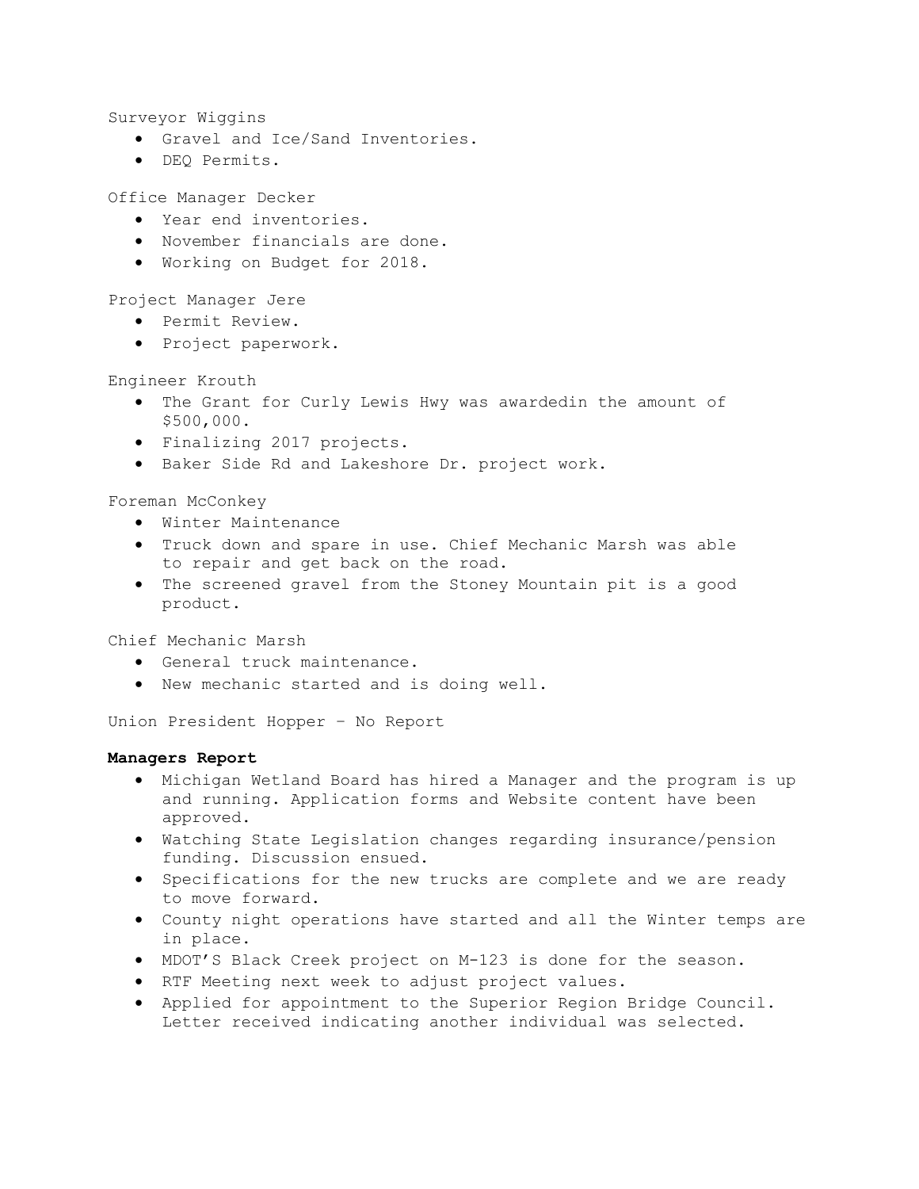Surveyor Wiggins

- Gravel and Ice/Sand Inventories.
- DEQ Permits.

Office Manager Decker

- Year end inventories.
- November financials are done.
- Working on Budget for 2018.

Project Manager Jere

- Permit Review.
- Project paperwork.

Engineer Krouth

- The Grant for Curly Lewis Hwy was awardedin the amount of $500,000.
- Finalizing 2017 projects.
- Baker Side Rd and Lakeshore Dr. project work.

Foreman McConkey

- Winter Maintenance
- Truck down and spare in use. Chief Mechanic Marsh was able to repair and get back on the road.
- The screened gravel from the Stoney Mountain pit is a good product.

Chief Mechanic Marsh

- General truck maintenance.
- New mechanic started and is doing well.

Union President Hopper – No Report

**Managers Report**

- Michigan Wetland Board has hired a Manager and the program is up and running. Application forms and Website content have been approved.
- Watching State Legislation changes regarding insurance/pension funding. Discussion ensued.
- Specifications for the new trucks are complete and we are ready to move forward.
- County night operations have started and all the Winter temps are in place.
- MDOT'S Black Creek project on M-123 is done for the season.
- RTF Meeting next week to adjust project values.
- Applied for appointment to the Superior Region Bridge Council. Letter received indicating another individual was selected.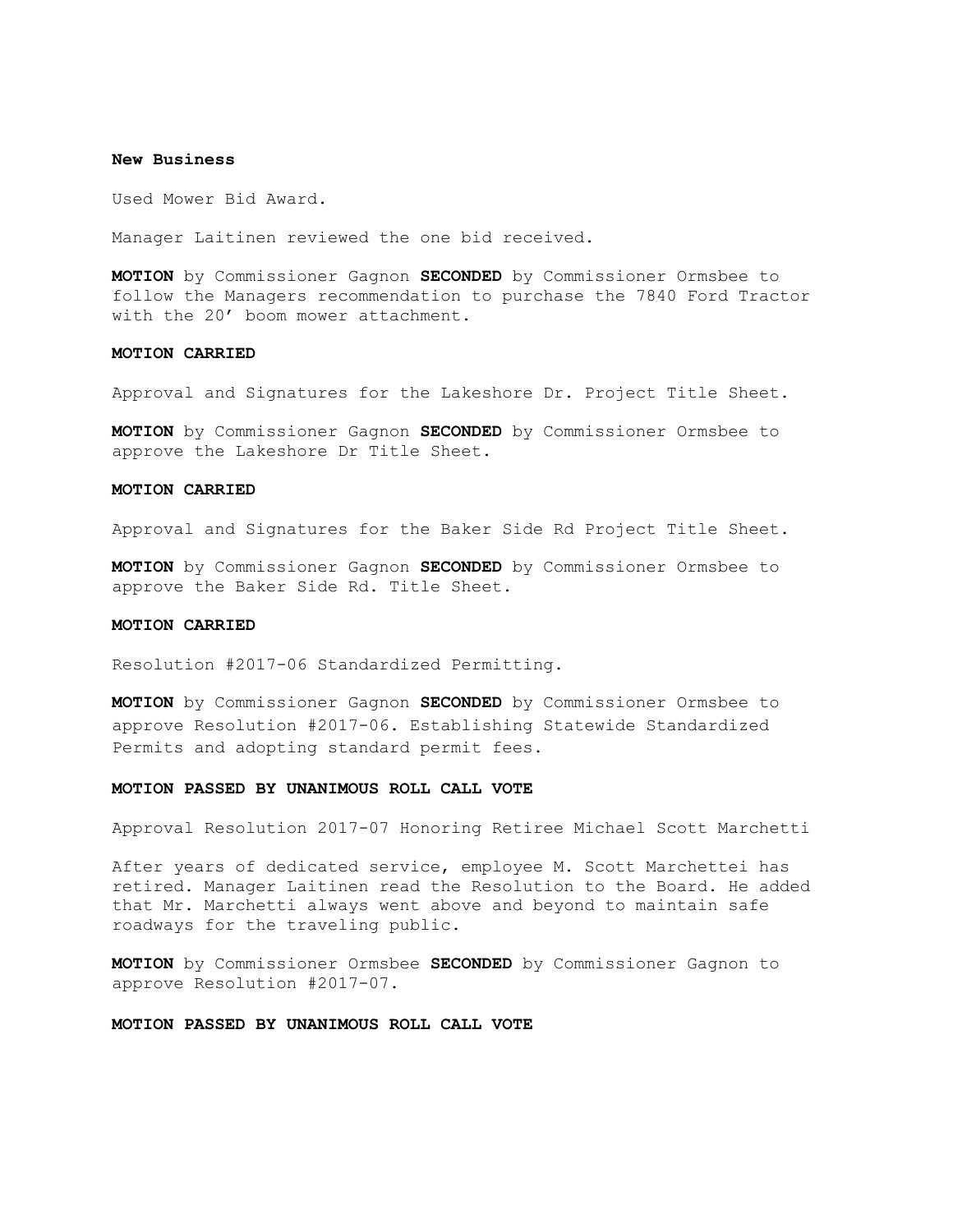**New Business**

Used Mower Bid Award.

Manager Laitinen reviewed the one bid received.

**MOTION** by Commissioner Gagnon **SECONDED** by Commissioner Ormsbee to follow the Managers recommendation to purchase the 7840 Ford Tractor with the 20' boom mower attachment.

**MOTION CARRIED**

Approval and Signatures for the Lakeshore Dr. Project Title Sheet.

**MOTION** by Commissioner Gagnon **SECONDED** by Commissioner Ormsbee to approve the Lakeshore Dr Title Sheet.

**MOTION CARRIED**

Approval and Signatures for the Baker Side Rd Project Title Sheet.

**MOTION** by Commissioner Gagnon **SECONDED** by Commissioner Ormsbee to approve the Baker Side Rd. Title Sheet.

**MOTION CARRIED**

Resolution #2017-06 Standardized Permitting.

**MOTION** by Commissioner Gagnon **SECONDED** by Commissioner Ormsbee to approve Resolution #2017-06. Establishing Statewide Standardized Permits and adopting standard permit fees.

**MOTION PASSED BY UNANIMOUS ROLL CALL VOTE**

Approval Resolution 2017-07 Honoring Retiree Michael Scott Marchetti

After years of dedicated service, employee M. Scott Marchettei has retired. Manager Laitinen read the Resolution to the Board. He added that Mr. Marchetti always went above and beyond to maintain safe roadways for the traveling public.

**MOTION** by Commissioner Ormsbee **SECONDED** by Commissioner Gagnon to approve Resolution #2017-07.

**MOTION PASSED BY UNANIMOUS ROLL CALL VOTE**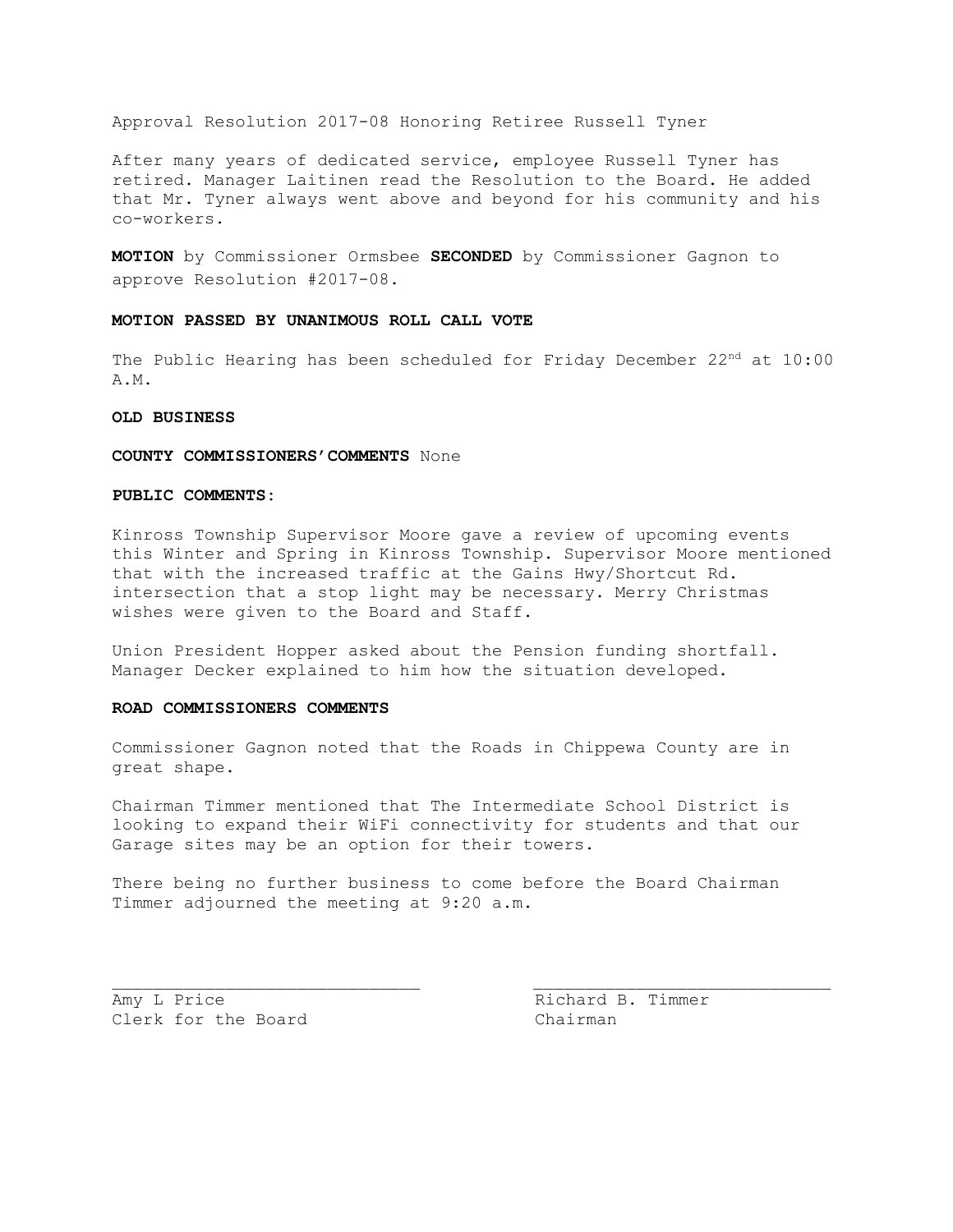Approval Resolution 2017-08 Honoring Retiree Russell Tyner

After many years of dedicated service, employee Russell Tyner has retired. Manager Laitinen read the Resolution to the Board. He added that Mr. Tyner always went above and beyond for his community and his co-workers.

**MOTION** by Commissioner Ormsbee **SECONDED** by Commissioner Gagnon to approve Resolution #2017-08.

**MOTION PASSED BY UNANIMOUS ROLL CALL VOTE**

The Public Hearing has been scheduled for Friday December 22nd at 10:00 A.M.

**OLD BUSINESS**

**COUNTY COMMISSIONERS'COMMENTS** None

**PUBLIC COMMENTS:**

Kinross Township Supervisor Moore gave a review of upcoming events this Winter and Spring in Kinross Township. Supervisor Moore mentioned that with the increased traffic at the Gains Hwy/Shortcut Rd. intersection that a stop light may be necessary. Merry Christmas wishes were given to the Board and Staff.

Union President Hopper asked about the Pension funding shortfall. Manager Decker explained to him how the situation developed.

**ROAD COMMISSIONERS COMMENTS**

Commissioner Gagnon noted that the Roads in Chippewa County are in great shape.

Chairman Timmer mentioned that The Intermediate School District is looking to expand their WiFi connectivity for students and that our Garage sites may be an option for their towers.

There being no further business to come before the Board Chairman Timmer adjourned the meeting at 9:20 a.m.

| | |
|---|---|
| ______________________________ | ______________________________ |
| Amy L Price | Richard B. Timmer |
| Clerk for the Board | Chairman |